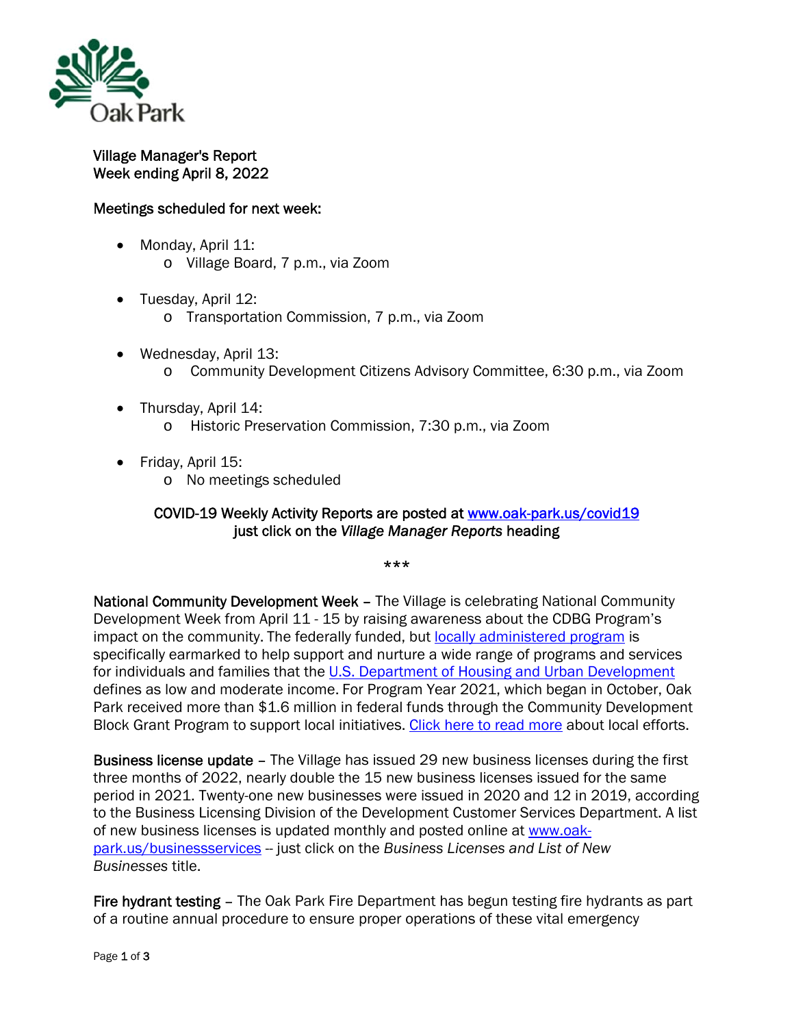Oak Park

Village Manager's Report
Week ending April 8, 2022

Meetings scheduled for next week:

- Monday, April 11:
  - Village Board, 7 p.m., via Zoom
- Tuesday, April 12:
  - Transportation Commission, 7 p.m., via Zoom
- Wednesday, April 13:
  - Community Development Citizens Advisory Committee, 6:30 p.m., via Zoom
- Thursday, April 14:
  - Historic Preservation Commission, 7:30 p.m., via Zoom
- Friday, April 15:
  - No meetings scheduled

COVID-19 Weekly Activity Reports are posted at [www.oak-park.us/covid19](www.oak-park.us/covid19)
just click on the *Village Manager Reports* heading

***

National Community Development Week – The Village is celebrating National Community Development Week from April 11 - 15 by raising awareness about the CDBG Program's impact on the community. The federally funded, but [locally administered program]() is specifically earmarked to help support and nurture a wide range of programs and services for individuals and families that the [U.S. Department of Housing and Urban Development]() defines as low and moderate income. For Program Year 2021, which began in October, Oak Park received more than $1.6 million in federal funds through the Community Development Block Grant Program to support local initiatives. [Click here to read more]() about local efforts.

Business license update – The Village has issued 29 new business licenses during the first three months of 2022, nearly double the 15 new business licenses issued for the same period in 2021. Twenty-one new businesses were issued in 2020 and 12 in 2019, according to the Business Licensing Division of the Development Customer Services Department. A list of new business licenses is updated monthly and posted online at [www.oak-park.us/businessservices](www.oak-park.us/businessservices) -- just click on the *Business Licenses and List of New Businesses* title.

Fire hydrant testing – The Oak Park Fire Department has begun testing fire hydrants as part of a routine annual procedure to ensure proper operations of these vital emergency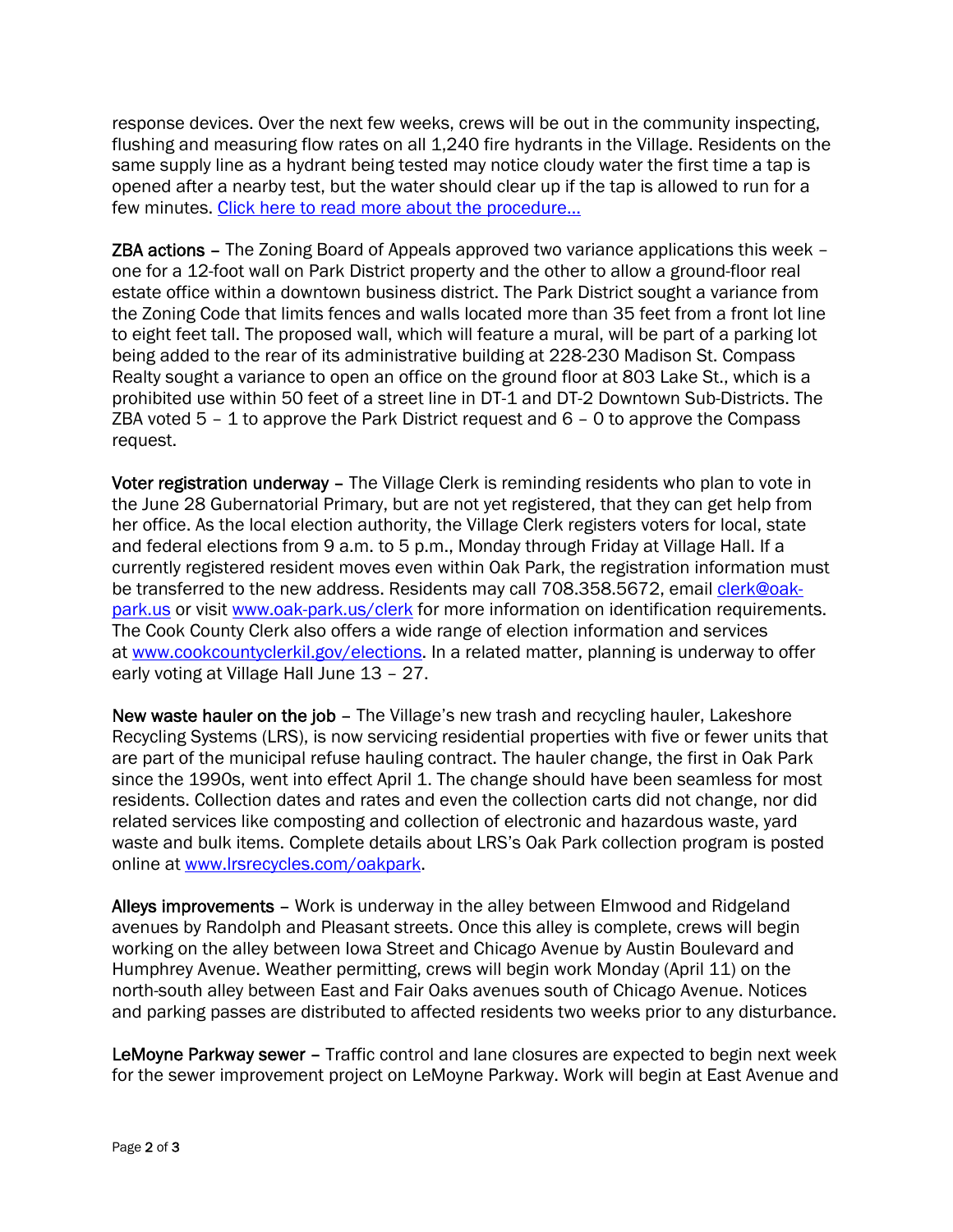response devices. Over the next few weeks, crews will be out in the community inspecting, flushing and measuring flow rates on all 1,240 fire hydrants in the Village. Residents on the same supply line as a hydrant being tested may notice cloudy water the first time a tap is opened after a nearby test, but the water should clear up if the tap is allowed to run for a few minutes. [Click here to read more about the procedure…]()

**ZBA actions** – The Zoning Board of Appeals approved two variance applications this week – one for a 12-foot wall on Park District property and the other to allow a ground-floor real estate office within a downtown business district. The Park District sought a variance from the Zoning Code that limits fences and walls located more than 35 feet from a front lot line to eight feet tall. The proposed wall, which will feature a mural, will be part of a parking lot being added to the rear of its administrative building at 228-230 Madison St. Compass Realty sought a variance to open an office on the ground floor at 803 Lake St., which is a prohibited use within 50 feet of a street line in DT-1 and DT-2 Downtown Sub-Districts. The ZBA voted 5 – 1 to approve the Park District request and 6 – 0 to approve the Compass request.

**Voter registration underway** – The Village Clerk is reminding residents who plan to vote in the June 28 Gubernatorial Primary, but are not yet registered, that they can get help from her office. As the local election authority, the Village Clerk registers voters for local, state and federal elections from 9 a.m. to 5 p.m., Monday through Friday at Village Hall. If a currently registered resident moves even within Oak Park, the registration information must be transferred to the new address. Residents may call 708.358.5672, email [clerk@oak-park.us](mailto:clerk@oak-park.us) or visit [www.oak-park.us/clerk](http://www.oak-park.us/clerk) for more information on identification requirements. The Cook County Clerk also offers a wide range of election information and services at [www.cookcountyclerkil.gov/elections](http://www.cookcountyclerkil.gov/elections). In a related matter, planning is underway to offer early voting at Village Hall June 13 – 27.

**New waste hauler on the job** – The Village's new trash and recycling hauler, Lakeshore Recycling Systems (LRS), is now servicing residential properties with five or fewer units that are part of the municipal refuse hauling contract. The hauler change, the first in Oak Park since the 1990s, went into effect April 1. The change should have been seamless for most residents. Collection dates and rates and even the collection carts did not change, nor did related services like composting and collection of electronic and hazardous waste, yard waste and bulk items. Complete details about LRS's Oak Park collection program is posted online at [www.lrsrecycles.com/oakpark](http://www.lrsrecycles.com/oakpark).

**Alleys improvements** – Work is underway in the alley between Elmwood and Ridgeland avenues by Randolph and Pleasant streets. Once this alley is complete, crews will begin working on the alley between Iowa Street and Chicago Avenue by Austin Boulevard and Humphrey Avenue. Weather permitting, crews will begin work Monday (April 11) on the north-south alley between East and Fair Oaks avenues south of Chicago Avenue. Notices and parking passes are distributed to affected residents two weeks prior to any disturbance.

**LeMoyne Parkway sewer** – Traffic control and lane closures are expected to begin next week for the sewer improvement project on LeMoyne Parkway. Work will begin at East Avenue and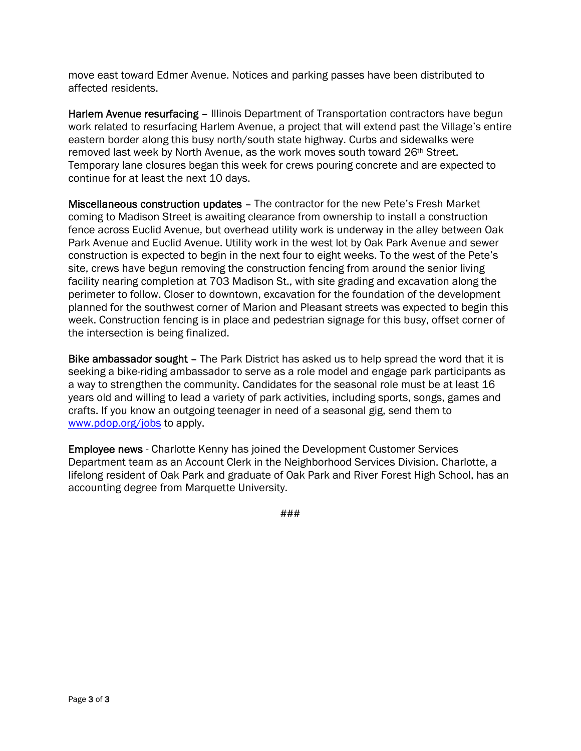move east toward Edmer Avenue. Notices and parking passes have been distributed to affected residents.

**Harlem Avenue resurfacing** – Illinois Department of Transportation contractors have begun work related to resurfacing Harlem Avenue, a project that will extend past the Village's entire eastern border along this busy north/south state highway. Curbs and sidewalks were removed last week by North Avenue, as the work moves south toward 26th Street. Temporary lane closures began this week for crews pouring concrete and are expected to continue for at least the next 10 days.

**Miscellaneous construction updates** – The contractor for the new Pete's Fresh Market coming to Madison Street is awaiting clearance from ownership to install a construction fence across Euclid Avenue, but overhead utility work is underway in the alley between Oak Park Avenue and Euclid Avenue. Utility work in the west lot by Oak Park Avenue and sewer construction is expected to begin in the next four to eight weeks. To the west of the Pete's site, crews have begun removing the construction fencing from around the senior living facility nearing completion at 703 Madison St., with site grading and excavation along the perimeter to follow. Closer to downtown, excavation for the foundation of the development planned for the southwest corner of Marion and Pleasant streets was expected to begin this week. Construction fencing is in place and pedestrian signage for this busy, offset corner of the intersection is being finalized.

**Bike ambassador sought** – The Park District has asked us to help spread the word that it is seeking a bike-riding ambassador to serve as a role model and engage park participants as a way to strengthen the community. Candidates for the seasonal role must be at least 16 years old and willing to lead a variety of park activities, including sports, songs, games and crafts. If you know an outgoing teenager in need of a seasonal gig, send them to [www.pdop.org/jobs](http://www.pdop.org/jobs) to apply.

**Employee news** - Charlotte Kenny has joined the Development Customer Services Department team as an Account Clerk in the Neighborhood Services Division. Charlotte, a lifelong resident of Oak Park and graduate of Oak Park and River Forest High School, has an accounting degree from Marquette University.

###